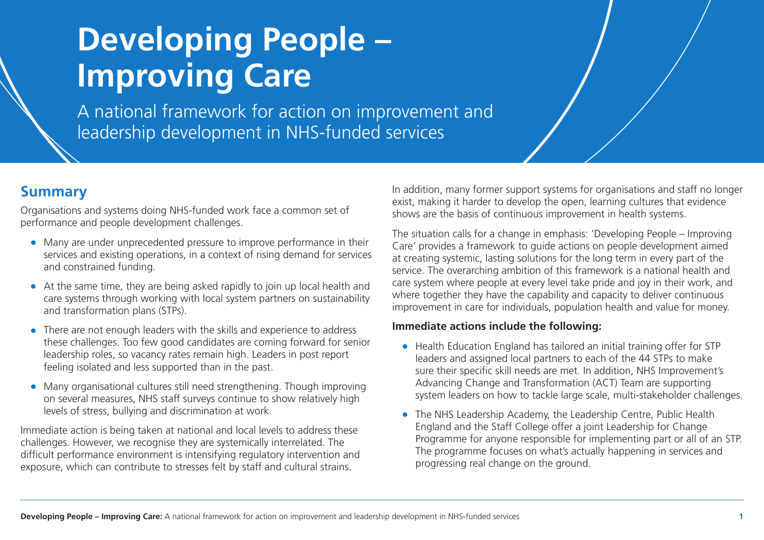# Developing People – Improving Care

A national framework for action on improvement and leadership development in NHS-funded services

## Summary

Organisations and systems doing NHS-funded work face a common set of performance and people development challenges.

- Many are under unprecedented pressure to improve performance in their services and existing operations, in a context of rising demand for services and constrained funding.
- At the same time, they are being asked rapidly to join up local health and care systems through working with local system partners on sustainability and transformation plans (STPs).
- There are not enough leaders with the skills and experience to address these challenges. Too few good candidates are coming forward for senior leadership roles, so vacancy rates remain high. Leaders in post report feeling isolated and less supported than in the past.
- Many organisational cultures still need strengthening. Though improving on several measures, NHS staff surveys continue to show relatively high levels of stress, bullying and discrimination at work.

Immediate action is being taken at national and local levels to address these challenges. However, we recognise they are systemically interrelated. The difficult performance environment is intensifying regulatory intervention and exposure, which can contribute to stresses felt by staff and cultural strains.

In addition, many former support systems for organisations and staff no longer exist, making it harder to develop the open, learning cultures that evidence shows are the basis of continuous improvement in health systems.

The situation calls for a change in emphasis: 'Developing People – Improving Care' provides a framework to guide actions on people development aimed at creating systemic, lasting solutions for the long term in every part of the service. The overarching ambition of this framework is a national health and care system where people at every level take pride and joy in their work, and where together they have the capability and capacity to deliver continuous improvement in care for individuals, population health and value for money.

**Immediate actions include the following:**

- Health Education England has tailored an initial training offer for STP leaders and assigned local partners to each of the 44 STPs to make sure their specific skill needs are met. In addition, NHS Improvement's Advancing Change and Transformation (ACT) Team are supporting system leaders on how to tackle large scale, multi-stakeholder challenges.
- The NHS Leadership Academy, the Leadership Centre, Public Health England and the Staff College offer a joint Leadership for Change Programme for anyone responsible for implementing part or all of an STP. The programme focuses on what's actually happening in services and progressing real change on the ground.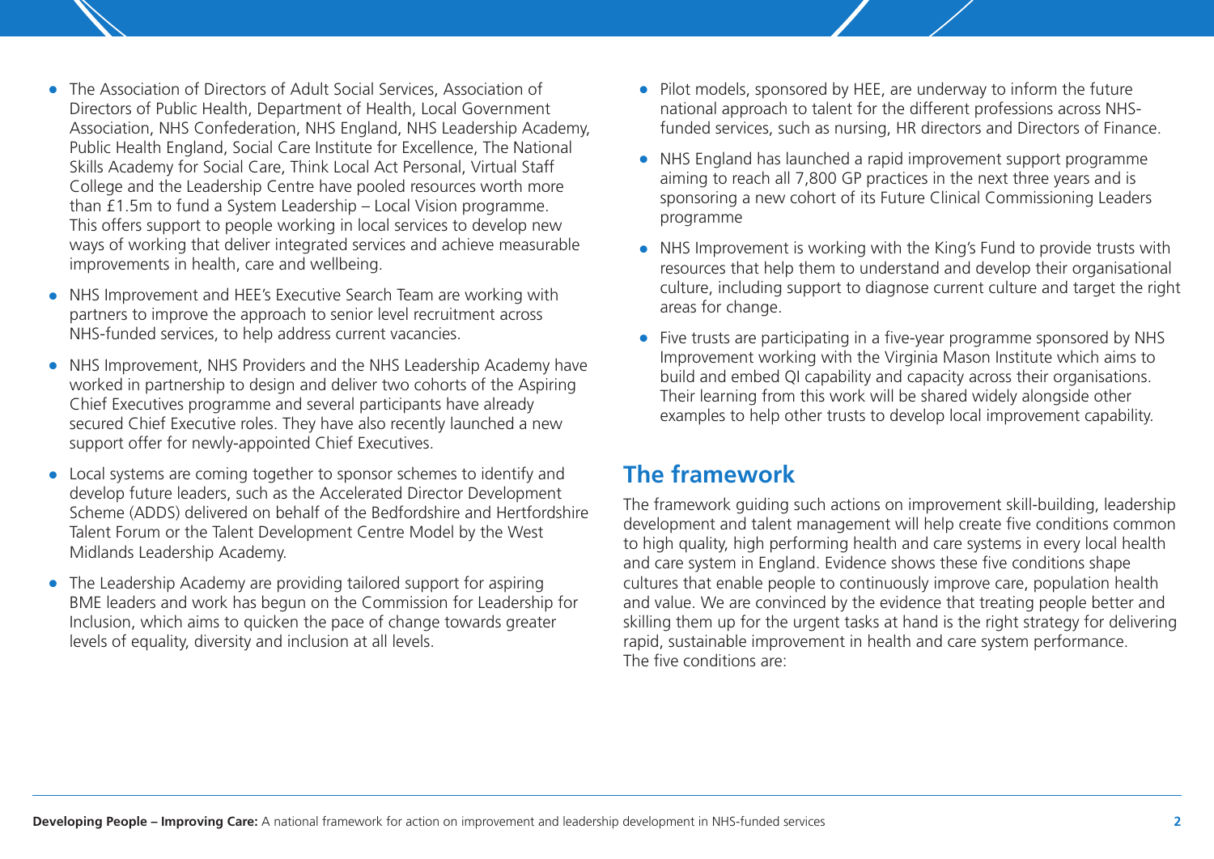- The Association of Directors of Adult Social Services, Association of Directors of Public Health, Department of Health, Local Government Association, NHS Confederation, NHS England, NHS Leadership Academy, Public Health England, Social Care Institute for Excellence, The National Skills Academy for Social Care, Think Local Act Personal, Virtual Staff College and the Leadership Centre have pooled resources worth more than £1.5m to fund a System Leadership – Local Vision programme. This offers support to people working in local services to develop new ways of working that deliver integrated services and achieve measurable improvements in health, care and wellbeing.
- NHS Improvement and HEE's Executive Search Team are working with partners to improve the approach to senior level recruitment across NHS-funded services, to help address current vacancies.
- NHS Improvement, NHS Providers and the NHS Leadership Academy have worked in partnership to design and deliver two cohorts of the Aspiring Chief Executives programme and several participants have already secured Chief Executive roles. They have also recently launched a new support offer for newly-appointed Chief Executives.
- Local systems are coming together to sponsor schemes to identify and develop future leaders, such as the Accelerated Director Development Scheme (ADDS) delivered on behalf of the Bedfordshire and Hertfordshire Talent Forum or the Talent Development Centre Model by the West Midlands Leadership Academy.
- The Leadership Academy are providing tailored support for aspiring BME leaders and work has begun on the Commission for Leadership for Inclusion, which aims to quicken the pace of change towards greater levels of equality, diversity and inclusion at all levels.
- Pilot models, sponsored by HEE, are underway to inform the future national approach to talent for the different professions across NHS-funded services, such as nursing, HR directors and Directors of Finance.
- NHS England has launched a rapid improvement support programme aiming to reach all 7,800 GP practices in the next three years and is sponsoring a new cohort of its Future Clinical Commissioning Leaders programme
- NHS Improvement is working with the King's Fund to provide trusts with resources that help them to understand and develop their organisational culture, including support to diagnose current culture and target the right areas for change.
- Five trusts are participating in a five-year programme sponsored by NHS Improvement working with the Virginia Mason Institute which aims to build and embed QI capability and capacity across their organisations. Their learning from this work will be shared widely alongside other examples to help other trusts to develop local improvement capability.

## The framework

The framework guiding such actions on improvement skill-building, leadership development and talent management will help create five conditions common to high quality, high performing health and care systems in every local health and care system in England. Evidence shows these five conditions shape cultures that enable people to continuously improve care, population health and value. We are convinced by the evidence that treating people better and skilling them up for the urgent tasks at hand is the right strategy for delivering rapid, sustainable improvement in health and care system performance. The five conditions are: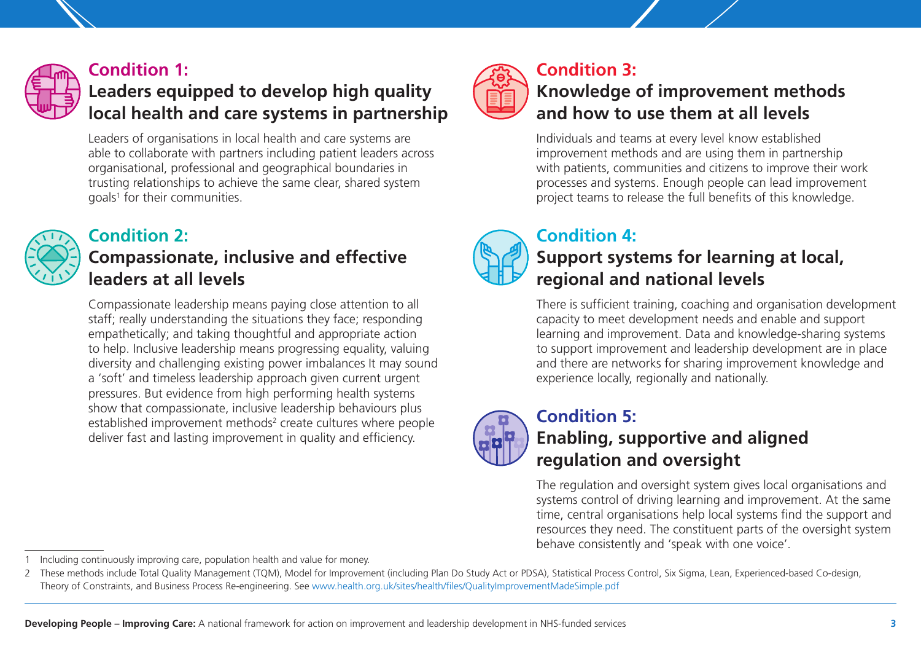## Condition 1:
## Leaders equipped to develop high quality local health and care systems in partnership

Leaders of organisations in local health and care systems are able to collaborate with partners including patient leaders across organisational, professional and geographical boundaries in trusting relationships to achieve the same clear, shared system goals[1] for their communities.

## Condition 2:
## Compassionate, inclusive and effective leaders at all levels

Compassionate leadership means paying close attention to all staff; really understanding the situations they face; responding empathetically; and taking thoughtful and appropriate action to help. Inclusive leadership means progressing equality, valuing diversity and challenging existing power imbalances It may sound a 'soft' and timeless leadership approach given current urgent pressures. But evidence from high performing health systems show that compassionate, inclusive leadership behaviours plus established improvement methods[2] create cultures where people deliver fast and lasting improvement in quality and efficiency.

## Condition 3:
## Knowledge of improvement methods and how to use them at all levels

Individuals and teams at every level know established improvement methods and are using them in partnership with patients, communities and citizens to improve their work processes and systems. Enough people can lead improvement project teams to release the full benefits of this knowledge.

## Condition 4:
## Support systems for learning at local, regional and national levels

There is sufficient training, coaching and organisation development capacity to meet development needs and enable and support learning and improvement. Data and knowledge-sharing systems to support improvement and leadership development are in place and there are networks for sharing improvement knowledge and experience locally, regionally and nationally.

## Condition 5:
## Enabling, supportive and aligned regulation and oversight

The regulation and oversight system gives local organisations and systems control of driving learning and improvement. At the same time, central organisations help local systems find the support and resources they need. The constituent parts of the oversight system behave consistently and 'speak with one voice'.

---

1 Including continuously improving care, population health and value for money.

2 These methods include Total Quality Management (TQM), Model for Improvement (including Plan Do Study Act or PDSA), Statistical Process Control, Six Sigma, Lean, Experienced-based Co-design, Theory of Constraints, and Business Process Re-engineering. See www.health.org.uk/sites/health/files/QualityImprovementMadeSimple.pdf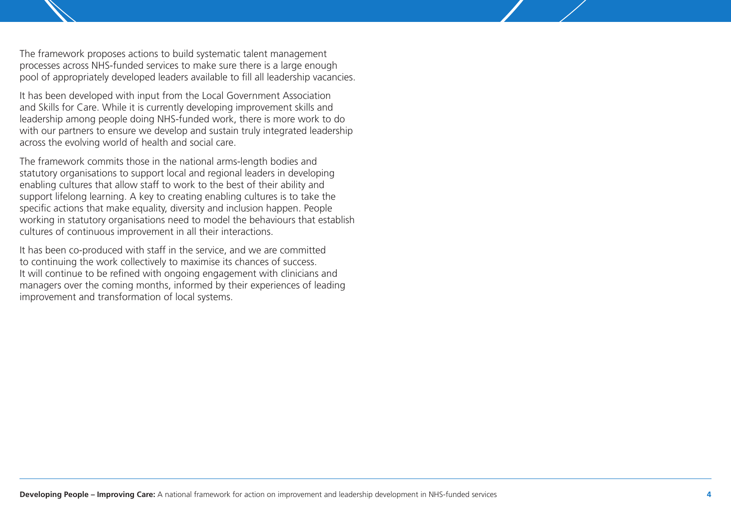The framework proposes actions to build systematic talent management processes across NHS-funded services to make sure there is a large enough pool of appropriately developed leaders available to fill all leadership vacancies.

It has been developed with input from the Local Government Association and Skills for Care. While it is currently developing improvement skills and leadership among people doing NHS-funded work, there is more work to do with our partners to ensure we develop and sustain truly integrated leadership across the evolving world of health and social care.

The framework commits those in the national arms-length bodies and statutory organisations to support local and regional leaders in developing enabling cultures that allow staff to work to the best of their ability and support lifelong learning. A key to creating enabling cultures is to take the specific actions that make equality, diversity and inclusion happen. People working in statutory organisations need to model the behaviours that establish cultures of continuous improvement in all their interactions.

It has been co-produced with staff in the service, and we are committed to continuing the work collectively to maximise its chances of success. It will continue to be refined with ongoing engagement with clinicians and managers over the coming months, informed by their experiences of leading improvement and transformation of local systems.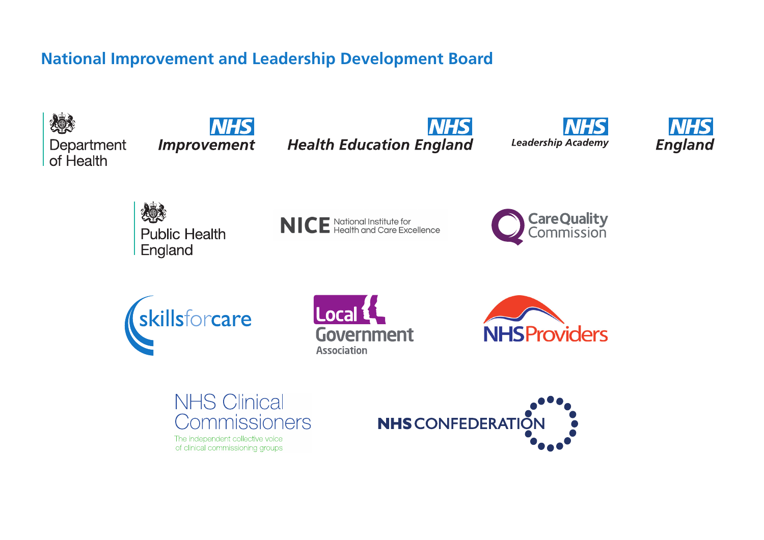## National Improvement and Leadership Development Board

Department of Health

NHS Improvement

NHS Health Education England

NHS Leadership Academy

NHS England

Public Health England

NICE National Institute for Health and Care Excellence

Care Quality Commission

skillsforcare

Local Government Association

NHS Providers

NHS Clinical Commissioners
The independent collective voice of clinical commissioning groups

NHS CONFEDERATION